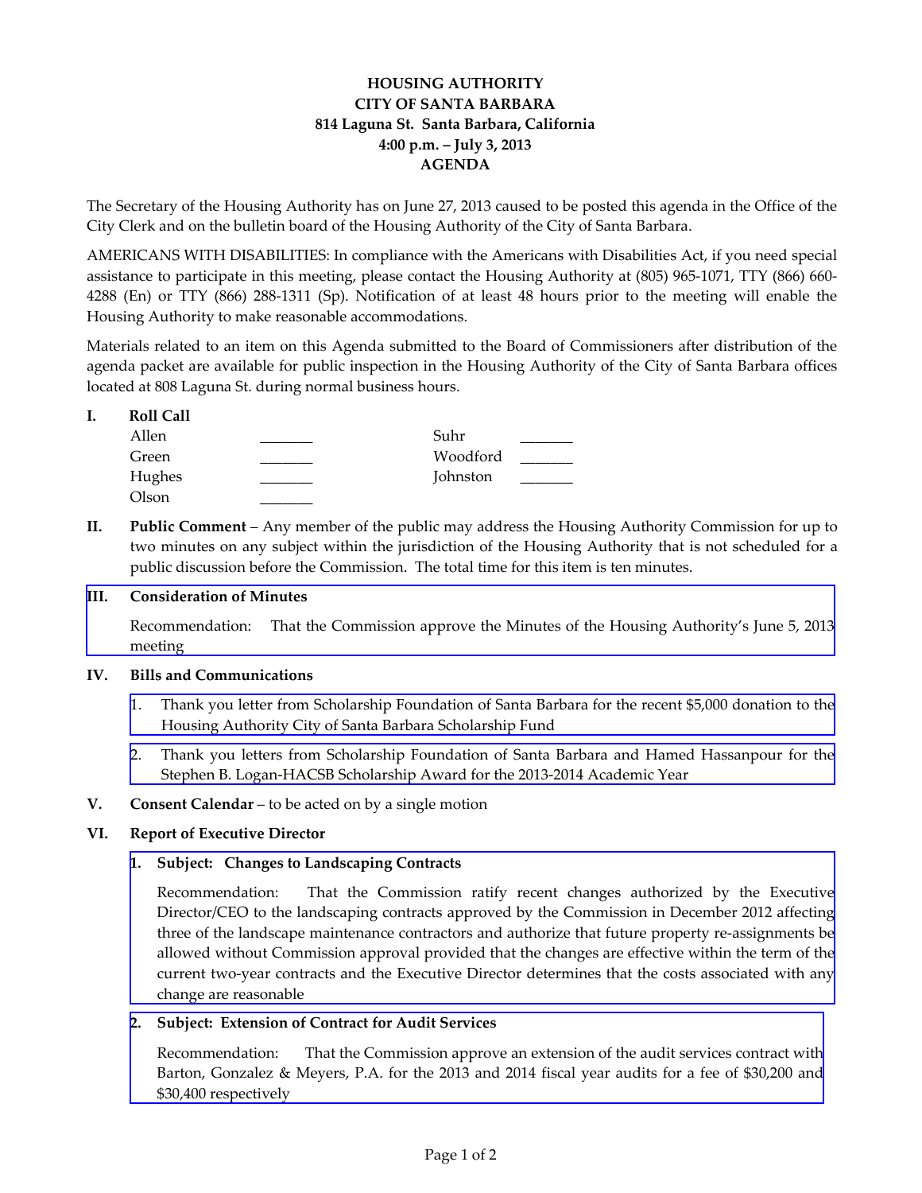**HOUSING AUTHORITY**
**CITY OF SANTA BARBARA**
**814 Laguna St. Santa Barbara, California**
**4:00 p.m. – July 3, 2013**
**AGENDA**

The Secretary of the Housing Authority has on June 27, 2013 caused to be posted this agenda in the Office of the City Clerk and on the bulletin board of the Housing Authority of the City of Santa Barbara.

AMERICANS WITH DISABILITIES: In compliance with the Americans with Disabilities Act, if you need special assistance to participate in this meeting, please contact the Housing Authority at (805) 965-1071, TTY (866) 660-4288 (En) or TTY (866) 288-1311 (Sp). Notification of at least 48 hours prior to the meeting will enable the Housing Authority to make reasonable accommodations.

Materials related to an item on this Agenda submitted to the Board of Commissioners after distribution of the agenda packet are available for public inspection in the Housing Authority of the City of Santa Barbara offices located at 808 Laguna St. during normal business hours.

**I. Roll Call**

| | | | |
|---|---|---|---|
| Allen | _______ | Suhr | _______ |
| Green | _______ | Woodford | _______ |
| Hughes | _______ | Johnston | _______ |
| Olson | _______ | | |

**II. Public Comment** – Any member of the public may address the Housing Authority Commission for up to two minutes on any subject within the jurisdiction of the Housing Authority that is not scheduled for a public discussion before the Commission. The total time for this item is ten minutes.

**III. Consideration of Minutes**

Recommendation: That the Commission approve the Minutes of the Housing Authority's June 5, 2013 meeting

**IV. Bills and Communications**

1. Thank you letter from Scholarship Foundation of Santa Barbara for the recent $5,000 donation to the Housing Authority City of Santa Barbara Scholarship Fund
2. Thank you letters from Scholarship Foundation of Santa Barbara and Hamed Hassanpour for the Stephen B. Logan-HACSB Scholarship Award for the 2013-2014 Academic Year

**V. Consent Calendar** – to be acted on by a single motion

**VI. Report of Executive Director**

**1. Subject: Changes to Landscaping Contracts**

Recommendation: That the Commission ratify recent changes authorized by the Executive Director/CEO to the landscaping contracts approved by the Commission in December 2012 affecting three of the landscape maintenance contractors and authorize that future property re-assignments be allowed without Commission approval provided that the changes are effective within the term of the current two-year contracts and the Executive Director determines that the costs associated with any change are reasonable

**2. Subject: Extension of Contract for Audit Services**

Recommendation: That the Commission approve an extension of the audit services contract with Barton, Gonzalez & Meyers, P.A. for the 2013 and 2014 fiscal year audits for a fee of $30,200 and $30,400 respectively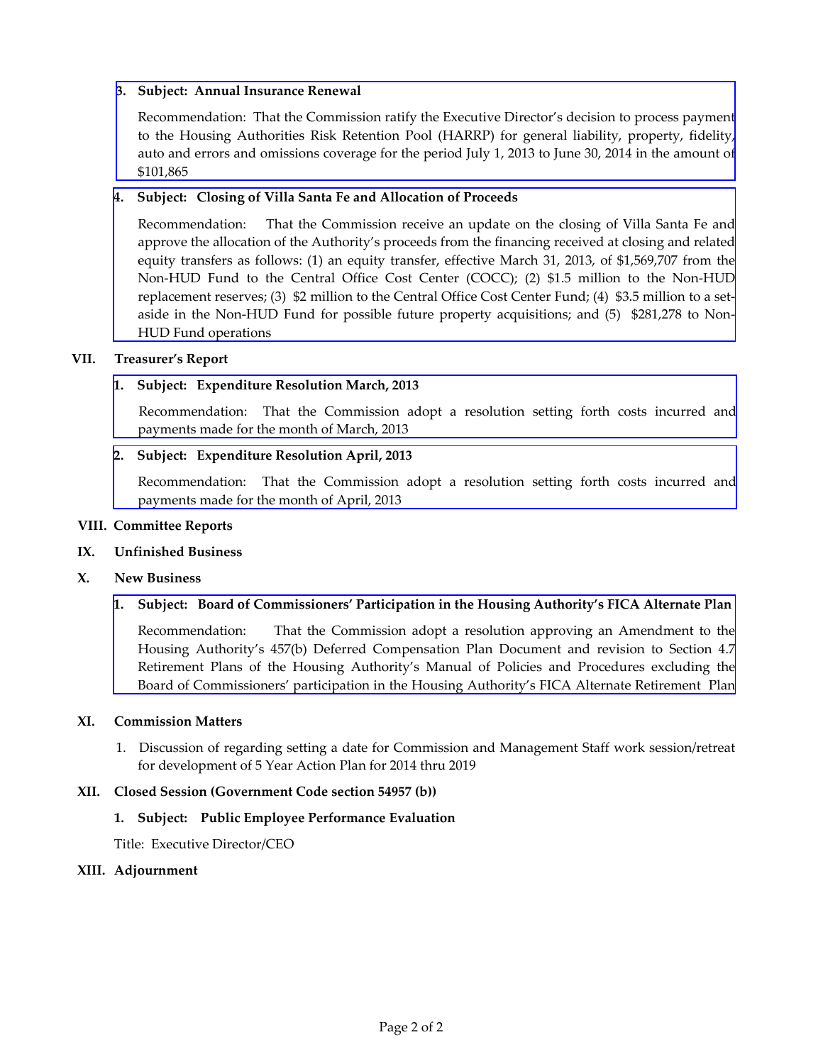**3. Subject: Annual Insurance Renewal**

Recommendation: That the Commission ratify the Executive Director's decision to process payment to the Housing Authorities Risk Retention Pool (HARRP) for general liability, property, fidelity, auto and errors and omissions coverage for the period July 1, 2013 to June 30, 2014 in the amount of $101,865

**4. Subject: Closing of Villa Santa Fe and Allocation of Proceeds**

Recommendation: That the Commission receive an update on the closing of Villa Santa Fe and approve the allocation of the Authority's proceeds from the financing received at closing and related equity transfers as follows: (1) an equity transfer, effective March 31, 2013, of $1,569,707 from the Non-HUD Fund to the Central Office Cost Center (COCC); (2) $1.5 million to the Non-HUD replacement reserves; (3) $2 million to the Central Office Cost Center Fund; (4) $3.5 million to a set-aside in the Non-HUD Fund for possible future property acquisitions; and (5) $281,278 to Non-HUD Fund operations

**VII. Treasurer's Report**

**1. Subject: Expenditure Resolution March, 2013**

Recommendation: That the Commission adopt a resolution setting forth costs incurred and payments made for the month of March, 2013

**2. Subject: Expenditure Resolution April, 2013**

Recommendation: That the Commission adopt a resolution setting forth costs incurred and payments made for the month of April, 2013

**VIII. Committee Reports**

**IX. Unfinished Business**

**X. New Business**

**1. Subject: Board of Commissioners' Participation in the Housing Authority's FICA Alternate Plan**

Recommendation: That the Commission adopt a resolution approving an Amendment to the Housing Authority's 457(b) Deferred Compensation Plan Document and revision to Section 4.7 Retirement Plans of the Housing Authority's Manual of Policies and Procedures excluding the Board of Commissioners' participation in the Housing Authority's FICA Alternate Retirement Plan

**XI. Commission Matters**

1. Discussion of regarding setting a date for Commission and Management Staff work session/retreat for development of 5 Year Action Plan for 2014 thru 2019

**XII. Closed Session (Government Code section 54957 (b))**

**1. Subject: Public Employee Performance Evaluation**

Title: Executive Director/CEO

**XIII. Adjournment**